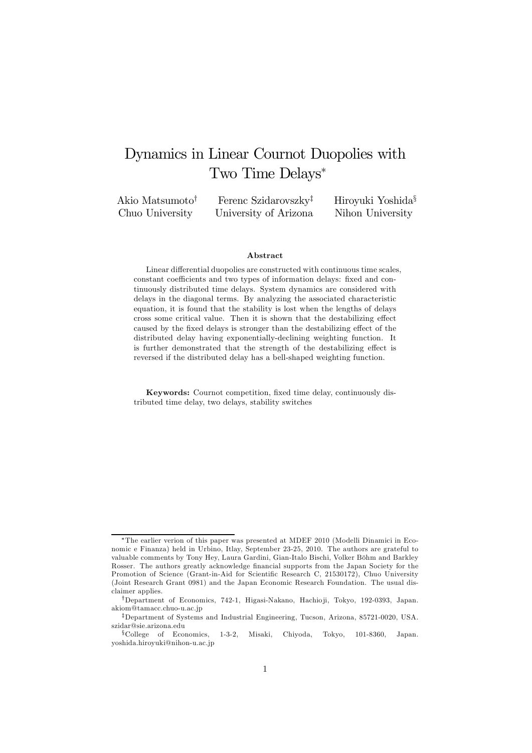# Dynamics in Linear Cournot Duopolies with Two Time Delays*

Akio Matsumoto† — Chuo University

Ferenc Szidarovszky‡ — University of Arizona

Hiroyuki Yoshida§ — Nihon University

### Abstract

Linear differential duopolies are constructed with continuous time scales, constant coefficients and two types of information delays: fixed and continuously distributed time delays. System dynamics are considered with delays in the diagonal terms. By analyzing the associated characteristic equation, it is found that the stability is lost when the lengths of delays cross some critical value. Then it is shown that the destabilizing effect caused by the fixed delays is stronger than the destabilizing effect of the distributed delay having exponentially-declining weighting function. It is further demonstrated that the strength of the destabilizing effect is reversed if the distributed delay has a bell-shaped weighting function.

**Keywords:** Cournot competition, fixed time delay, continuously distributed time delay, two delays, stability switches

---

*The earlier verion of this paper was presented at MDEF 2010 (Modelli Dinamici in Economic e Finanza) held in Urbino, Itlay, September 23-25, 2010. The authors are grateful to valuable comments by Tony Hey, Laura Gardini, Gian-Italo Bischi, Volker Böhm and Barkley Rosser. The authors greatly acknowledge financial supports from the Japan Society for the Promotion of Science (Grant-in-Aid for Scientific Research C, 21530172), Chuo University (Joint Research Grant 0981) and the Japan Economic Research Foundation. The usual disclaimer applies.

†Department of Economics, 742-1, Higasi-Nakano, Hachioji, Tokyo, 192-0393, Japan. akiom@tamacc.chuo-u.ac.jp

‡Department of Systems and Industrial Engineering, Tucson, Arizona, 85721-0020, USA. szidar@sie.arizona.edu

§College of Economics, 1-3-2, Misaki, Chiyoda, Tokyo, 101-8360, Japan. yoshida.hiroyuki@nihon-u.ac.jp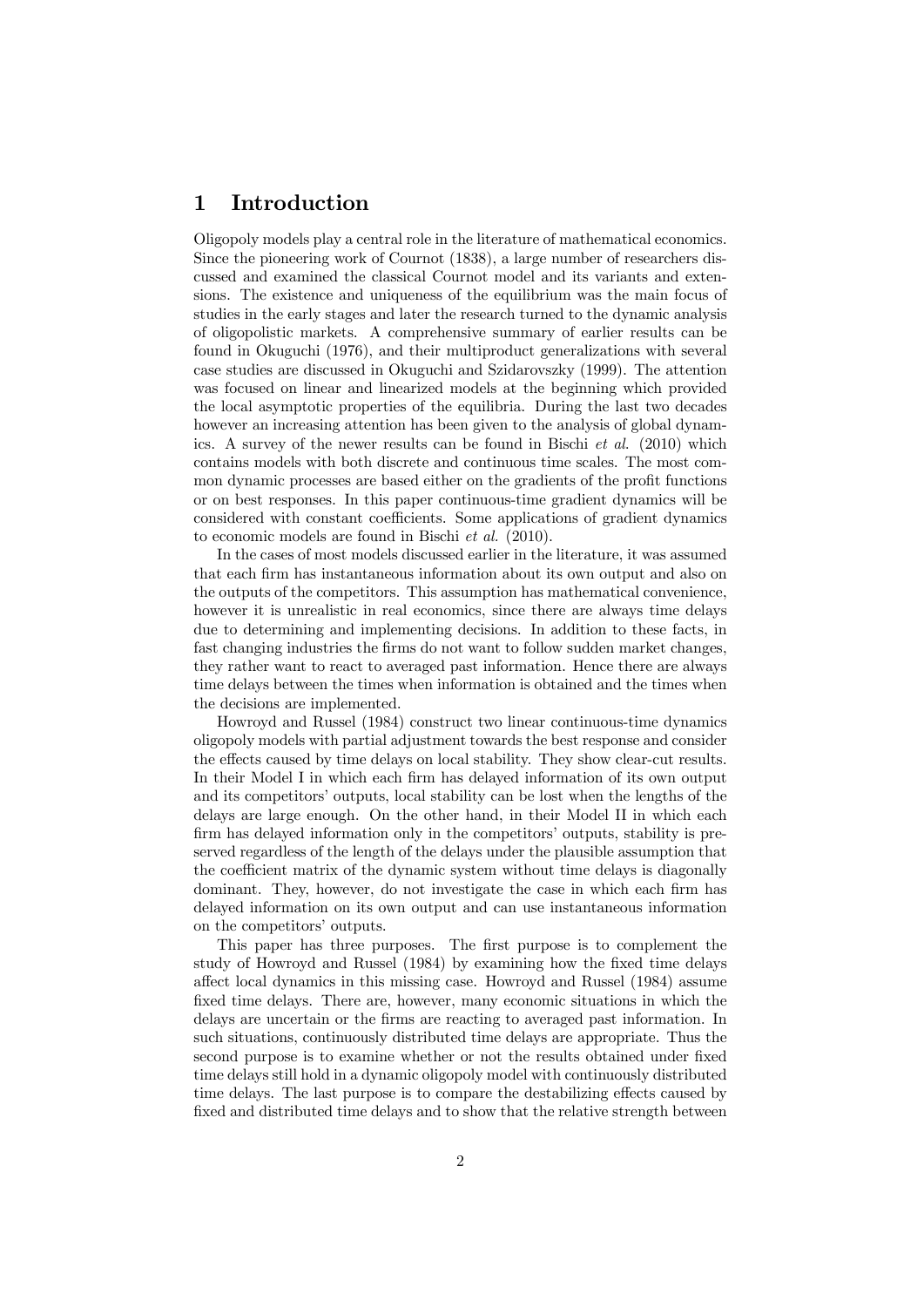# 1 Introduction

Oligopoly models play a central role in the literature of mathematical economics. Since the pioneering work of Cournot (1838), a large number of researchers discussed and examined the classical Cournot model and its variants and extensions. The existence and uniqueness of the equilibrium was the main focus of studies in the early stages and later the research turned to the dynamic analysis of oligopolistic markets. A comprehensive summary of earlier results can be found in Okuguchi (1976), and their multiproduct generalizations with several case studies are discussed in Okuguchi and Szidarovszky (1999). The attention was focused on linear and linearized models at the beginning which provided the local asymptotic properties of the equilibria. During the last two decades however an increasing attention has been given to the analysis of global dynamics. A survey of the newer results can be found in Bischi *et al.* (2010) which contains models with both discrete and continuous time scales. The most common dynamic processes are based either on the gradients of the profit functions or on best responses. In this paper continuous-time gradient dynamics will be considered with constant coefficients. Some applications of gradient dynamics to economic models are found in Bischi *et al.* (2010).

In the cases of most models discussed earlier in the literature, it was assumed that each firm has instantaneous information about its own output and also on the outputs of the competitors. This assumption has mathematical convenience, however it is unrealistic in real economics, since there are always time delays due to determining and implementing decisions. In addition to these facts, in fast changing industries the firms do not want to follow sudden market changes, they rather want to react to averaged past information. Hence there are always time delays between the times when information is obtained and the times when the decisions are implemented.

Howroyd and Russel (1984) construct two linear continuous-time dynamics oligopoly models with partial adjustment towards the best response and consider the effects caused by time delays on local stability. They show clear-cut results. In their Model I in which each firm has delayed information of its own output and its competitors' outputs, local stability can be lost when the lengths of the delays are large enough. On the other hand, in their Model II in which each firm has delayed information only in the competitors' outputs, stability is preserved regardless of the length of the delays under the plausible assumption that the coefficient matrix of the dynamic system without time delays is diagonally dominant. They, however, do not investigate the case in which each firm has delayed information on its own output and can use instantaneous information on the competitors' outputs.

This paper has three purposes. The first purpose is to complement the study of Howroyd and Russel (1984) by examining how the fixed time delays affect local dynamics in this missing case. Howroyd and Russel (1984) assume fixed time delays. There are, however, many economic situations in which the delays are uncertain or the firms are reacting to averaged past information. In such situations, continuously distributed time delays are appropriate. Thus the second purpose is to examine whether or not the results obtained under fixed time delays still hold in a dynamic oligopoly model with continuously distributed time delays. The last purpose is to compare the destabilizing effects caused by fixed and distributed time delays and to show that the relative strength between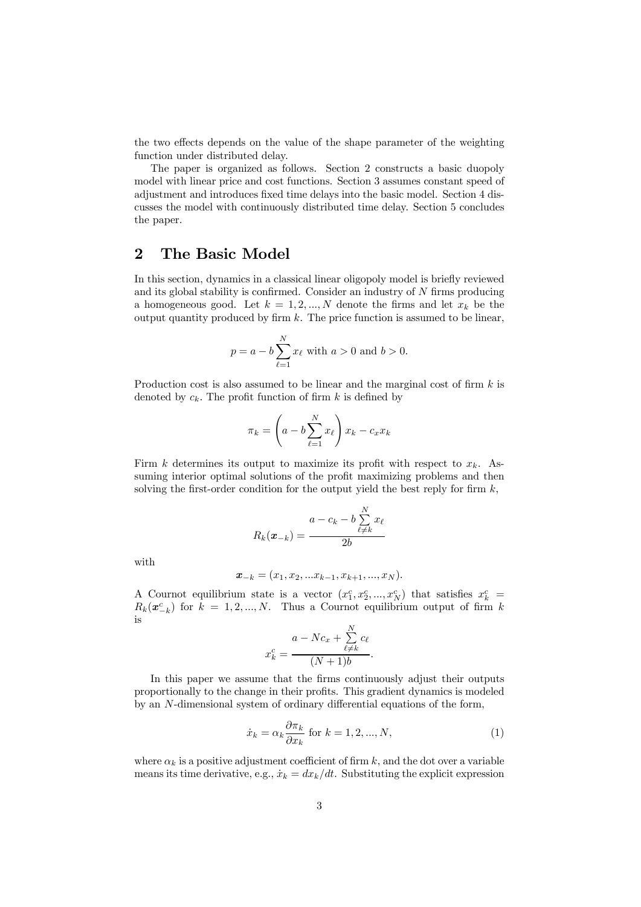the two effects depends on the value of the shape parameter of the weighting function under distributed delay.

The paper is organized as follows. Section 2 constructs a basic duopoly model with linear price and cost functions. Section 3 assumes constant speed of adjustment and introduces fixed time delays into the basic model. Section 4 discusses the model with continuously distributed time delay. Section 5 concludes the paper.

## 2 The Basic Model

In this section, dynamics in a classical linear oligopoly model is briefly reviewed and its global stability is confirmed. Consider an industry of $N$ firms producing a homogeneous good. Let $k = 1, 2, ..., N$ denote the firms and let $x_k$ be the output quantity produced by firm $k$. The price function is assumed to be linear,

$$p = a - b\sum_{\ell=1}^{N} x_\ell \text{ with } a > 0 \text{ and } b > 0.$$

Production cost is also assumed to be linear and the marginal cost of firm $k$ is denoted by $c_k$. The profit function of firm $k$ is defined by

$$\pi_k = \left(a - b\sum_{\ell=1}^{N} x_\ell\right) x_k - c_x x_k$$

Firm $k$ determines its output to maximize its profit with respect to $x_k$. Assuming interior optimal solutions of the profit maximizing problems and then solving the first-order condition for the output yield the best reply for firm $k$,

$$R_k(\boldsymbol{x}_{-k}) = \frac{a - c_k - b\sum\limits_{\ell \neq k}^{N} x_\ell}{2b}$$

with

$$\boldsymbol{x}_{-k} = (x_1, x_2, ...x_{k-1}, x_{k+1}, ..., x_N).$$

A Cournot equilibrium state is a vector $(x_1^c, x_2^c, ..., x_N^c)$ that satisfies $x_k^c = R_k(\boldsymbol{x}_{-k}^c)$ for $k = 1, 2, ..., N$. Thus a Cournot equilibrium output of firm $k$ is

$$x_k^c = \frac{a - Nc_x + \sum\limits_{\ell \neq k}^{N} c_\ell}{(N+1)b}.$$

In this paper we assume that the firms continuously adjust their outputs proportionally to the change in their profits. This gradient dynamics is modeled by an $N$-dimensional system of ordinary differential equations of the form,

$$\dot{x}_k = \alpha_k \frac{\partial \pi_k}{\partial x_k} \text{ for } k = 1, 2, ..., N, \tag{1}$$

where $\alpha_k$ is a positive adjustment coefficient of firm $k$, and the dot over a variable means its time derivative, e.g., $\dot{x}_k = dx_k/dt$. Substituting the explicit expression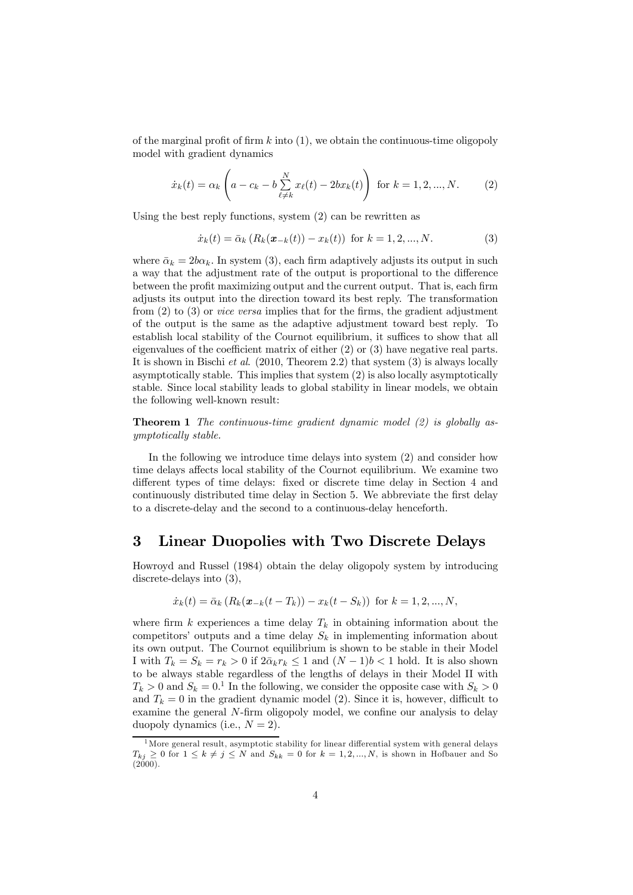of the marginal profit of firm $k$ into (1), we obtain the continuous-time oligopoly model with gradient dynamics

$$\dot{x}_k(t) = \alpha_k \left( a - c_k - b \sum_{\ell \neq k}^{N} x_\ell(t) - 2bx_k(t) \right) \text{ for } k = 1, 2, ..., N. \tag{2}$$

Using the best reply functions, system (2) can be rewritten as

$$\dot{x}_k(t) = \bar{\alpha}_k \left( R_k(\boldsymbol{x}_{-k}(t)) - x_k(t) \right) \text{ for } k = 1, 2, ..., N. \tag{3}$$

where $\bar{\alpha}_k = 2b\alpha_k$. In system (3), each firm adaptively adjusts its output in such a way that the adjustment rate of the output is proportional to the difference between the profit maximizing output and the current output. That is, each firm adjusts its output into the direction toward its best reply. The transformation from (2) to (3) or *vice versa* implies that for the firms, the gradient adjustment of the output is the same as the adaptive adjustment toward best reply. To establish local stability of the Cournot equilibrium, it suffices to show that all eigenvalues of the coefficient matrix of either (2) or (3) have negative real parts. It is shown in Bischi *et al.* (2010, Theorem 2.2) that system (3) is always locally asymptotically stable. This implies that system (2) is also locally asymptotically stable. Since local stability leads to global stability in linear models, we obtain the following well-known result:

**Theorem 1** *The continuous-time gradient dynamic model (2) is globally asymptotically stable.*

In the following we introduce time delays into system (2) and consider how time delays affects local stability of the Cournot equilibrium. We examine two different types of time delays: fixed or discrete time delay in Section 4 and continuously distributed time delay in Section 5. We abbreviate the first delay to a discrete-delay and the second to a continuous-delay henceforth.

# 3 Linear Duopolies with Two Discrete Delays

Howroyd and Russel (1984) obtain the delay oligopoly system by introducing discrete-delays into (3),

$$\dot{x}_k(t) = \bar{\alpha}_k \left( R_k(\boldsymbol{x}_{-k}(t - T_k)) - x_k(t - S_k) \right) \text{ for } k = 1, 2, ..., N,$$

where firm $k$ experiences a time delay $T_k$ in obtaining information about the competitors' outputs and a time delay $S_k$ in implementing information about its own output. The Cournot equilibrium is shown to be stable in their Model I with $T_k = S_k = r_k > 0$ if $2\bar{\alpha}_k r_k \leq 1$ and $(N-1)b < 1$ hold. It is also shown to be always stable regardless of the lengths of delays in their Model II with $T_k > 0$ and $S_k = 0$.[1] In the following, we consider the opposite case with $S_k > 0$ and $T_k = 0$ in the gradient dynamic model (2). Since it is, however, difficult to examine the general $N$-firm oligopoly model, we confine our analysis to delay duopoly dynamics (i.e., $N = 2$).

[1] More general result, asymptotic stability for linear differential system with general delays $T_{kj} \geq 0$ for $1 \leq k \neq j \leq N$ and $S_{kk} = 0$ for $k = 1, 2, ..., N$, is shown in Hofbauer and So (2000).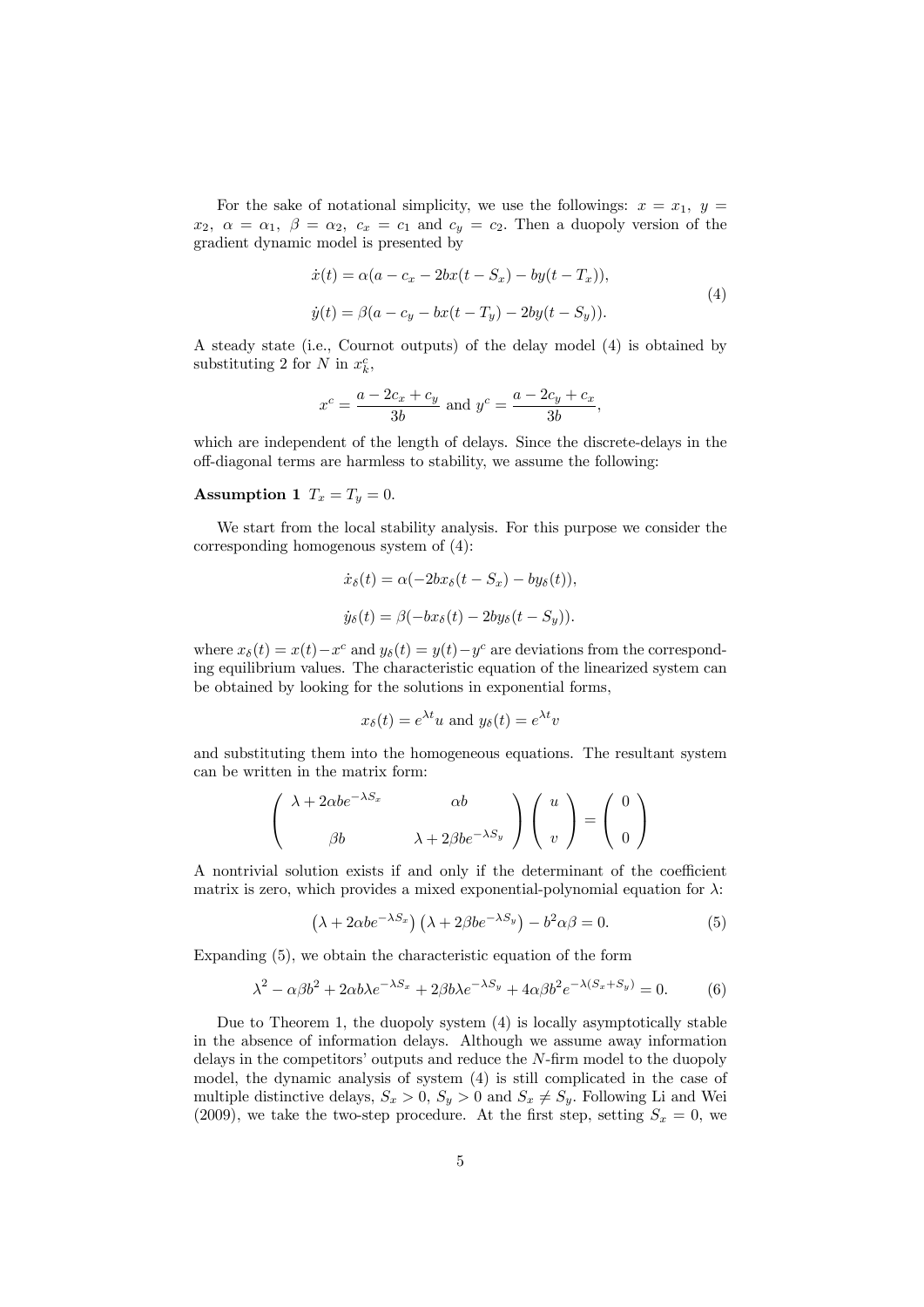For the sake of notational simplicity, we use the followings: $x = x_1,\ y = x_2,\ \alpha = \alpha_1,\ \beta = \alpha_2,\ c_x = c_1$ and $c_y = c_2$. Then a duopoly version of the gradient dynamic model is presented by

$$
\begin{aligned}
\dot{x}(t) &= \alpha(a - c_x - 2bx(t - S_x) - by(t - T_x)), \\
\dot{y}(t) &= \beta(a - c_y - bx(t - T_y) - 2by(t - S_y)).
\end{aligned}
\tag{4}
$$

A steady state (i.e., Cournot outputs) of the delay model (4) is obtained by substituting 2 for $N$ in $x_k^c$,

$$
x^c = \frac{a - 2c_x + c_y}{3b} \text{ and } y^c = \frac{a - 2c_y + c_x}{3b},
$$

which are independent of the length of delays. Since the discrete-delays in the off-diagonal terms are harmless to stability, we assume the following:

**Assumption 1** $T_x = T_y = 0.$

We start from the local stability analysis. For this purpose we consider the corresponding homogenous system of (4):

$$
\begin{aligned}
\dot{x}_\delta(t) &= \alpha(-2bx_\delta(t - S_x) - by_\delta(t)), \\
\dot{y}_\delta(t) &= \beta(-bx_\delta(t) - 2by_\delta(t - S_y)).
\end{aligned}
$$

where $x_\delta(t) = x(t) - x^c$ and $y_\delta(t) = y(t) - y^c$ are deviations from the corresponding equilibrium values. The characteristic equation of the linearized system can be obtained by looking for the solutions in exponential forms,

$$
x_\delta(t) = e^{\lambda t}u \text{ and } y_\delta(t) = e^{\lambda t}v
$$

and substituting them into the homogeneous equations. The resultant system can be written in the matrix form:

$$
\begin{pmatrix} \lambda + 2\alpha b e^{-\lambda S_x} & \alpha b \\ \beta b & \lambda + 2\beta b e^{-\lambda S_y} \end{pmatrix} \begin{pmatrix} u \\ v \end{pmatrix} = \begin{pmatrix} 0 \\ 0 \end{pmatrix}
$$

A nontrivial solution exists if and only if the determinant of the coefficient matrix is zero, which provides a mixed exponential-polynomial equation for $\lambda$:

$$
\left(\lambda + 2\alpha b e^{-\lambda S_x}\right)\left(\lambda + 2\beta b e^{-\lambda S_y}\right) - b^2\alpha\beta = 0. \tag{5}
$$

Expanding (5), we obtain the characteristic equation of the form

$$
\lambda^2 - \alpha\beta b^2 + 2\alpha b\lambda e^{-\lambda S_x} + 2\beta b\lambda e^{-\lambda S_y} + 4\alpha\beta b^2 e^{-\lambda(S_x + S_y)} = 0. \tag{6}
$$

Due to Theorem 1, the duopoly system (4) is locally asymptotically stable in the absence of information delays. Although we assume away information delays in the competitors' outputs and reduce the $N$-firm model to the duopoly model, the dynamic analysis of system (4) is still complicated in the case of multiple distinctive delays, $S_x > 0$, $S_y > 0$ and $S_x \neq S_y$. Following Li and Wei (2009), we take the two-step procedure. At the first step, setting $S_x = 0$, we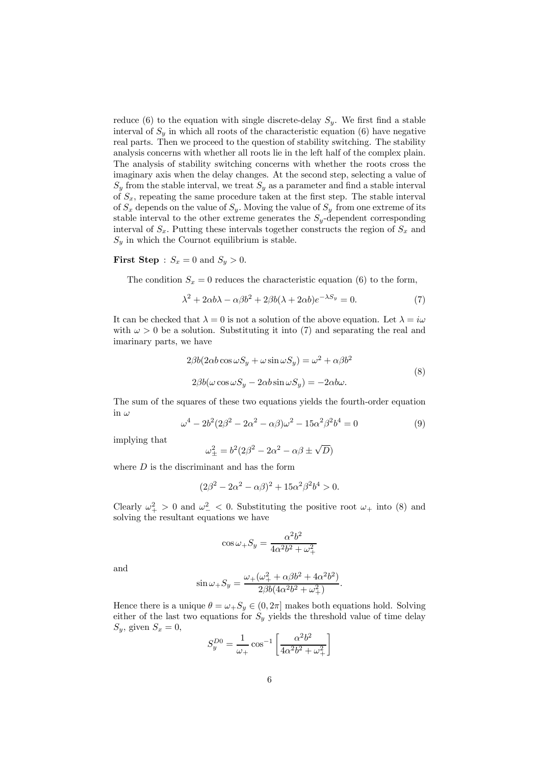reduce (6) to the equation with single discrete-delay $S_y$. We first find a stable interval of $S_y$ in which all roots of the characteristic equation (6) have negative real parts. Then we proceed to the question of stability switching. The stability analysis concerns with whether all roots lie in the left half of the complex plain. The analysis of stability switching concerns with whether the roots cross the imaginary axis when the delay changes. At the second step, selecting a value of $S_y$ from the stable interval, we treat $S_y$ as a parameter and find a stable interval of $S_x$, repeating the same procedure taken at the first step. The stable interval of $S_x$ depends on the value of $S_y$. Moving the value of $S_y$ from one extreme of its stable interval to the other extreme generates the $S_y$-dependent corresponding interval of $S_x$. Putting these intervals together constructs the region of $S_x$ and $S_y$ in which the Cournot equilibrium is stable.

**First Step** : $S_x = 0$ and $S_y > 0$.

The condition $S_x = 0$ reduces the characteristic equation (6) to the form,

$$\lambda^2 + 2\alpha b\lambda - \alpha\beta b^2 + 2\beta b(\lambda + 2\alpha b)e^{-\lambda S_y} = 0. \tag{7}$$

It can be checked that $\lambda = 0$ is not a solution of the above equation. Let $\lambda = i\omega$ with $\omega > 0$ be a solution. Substituting it into (7) and separating the real and imarinary parts, we have

$$\begin{aligned} 2\beta b(2\alpha b\cos\omega S_y + \omega\sin\omega S_y) &= \omega^2 + \alpha\beta b^2 \\ 2\beta b(\omega\cos\omega S_y - 2\alpha b\sin\omega S_y) &= -2\alpha b\omega. \end{aligned} \tag{8}$$

The sum of the squares of these two equations yields the fourth-order equation in $\omega$

$$\omega^4 - 2b^2(2\beta^2 - 2\alpha^2 - \alpha\beta)\omega^2 - 15\alpha^2\beta^2 b^4 = 0 \tag{9}$$

implying that

$$\omega_\pm^2 = b^2(2\beta^2 - 2\alpha^2 - \alpha\beta \pm \sqrt{D})$$

where $D$ is the discriminant and has the form

$$(2\beta^2 - 2\alpha^2 - \alpha\beta)^2 + 15\alpha^2\beta^2 b^4 > 0.$$

Clearly $\omega_+^2 > 0$ and $\omega_-^2 < 0$. Substituting the positive root $\omega_+$ into (8) and solving the resultant equations we have

$$\cos\omega_+ S_y = \frac{\alpha^2 b^2}{4\alpha^2 b^2 + \omega_+^2}$$

and

$$\sin\omega_+ S_y = \frac{\omega_+(\omega_+^2 + \alpha\beta b^2 + 4\alpha^2 b^2)}{2\beta b(4\alpha^2 b^2 + \omega_+^2)}.$$

Hence there is a unique $\theta = \omega_+ S_y \in (0, 2\pi]$ makes both equations hold. Solving either of the last two equations for $S_y$ yields the threshold value of time delay $S_y$, given $S_x = 0$,

$$S_y^{D0} = \frac{1}{\omega_+}\cos^{-1}\left[\frac{\alpha^2 b^2}{4\alpha^2 b^2 + \omega_+^2}\right]$$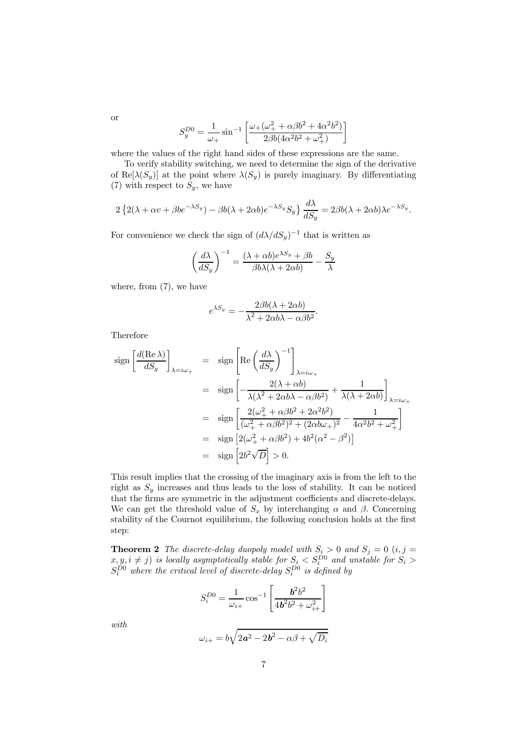or

$$S_y^{D0} = \frac{1}{\omega_+} \sin^{-1} \left[ \frac{\omega_+(\omega_+^2 + \alpha\beta b^2 + 4\alpha^2 b^2)}{2\beta b(4\alpha^2 b^2 + \omega_+^2)} \right]$$

where the values of the right hand sides of these expressions are the same.

To verify stability switching, we need to determine the sign of the derivative of $\text{Re}[\lambda(S_y)]$ at the point where $\lambda(S_y)$ is purely imaginary. By differentiating (7) with respect to $S_y$, we have

$$2\left\{2(\lambda + \alpha v + \beta b e^{-\lambda S_y}) - \beta b(\lambda + 2\alpha b)e^{-\lambda S_y} S_y\right\} \frac{d\lambda}{dS_y} = 2\beta b(\lambda + 2\alpha b)\lambda e^{-\lambda S_y}.$$

For convenience we check the sign of $(d\lambda/dS_y)^{-1}$ that is written as

$$\left(\frac{d\lambda}{dS_y}\right)^{-1} = \frac{(\lambda + \alpha b)e^{\lambda S_y} + \beta b}{\beta b \lambda(\lambda + 2\alpha b)} - \frac{S_y}{\lambda}$$

where, from (7), we have

$$e^{\lambda S_y} = -\frac{2\beta b(\lambda + 2\alpha b)}{\lambda^2 + 2\alpha b \lambda - \alpha\beta b^2}.$$

Therefore

$$\begin{aligned}
\text{sign}\left[\frac{d(\text{Re}\,\lambda)}{dS_y}\right]_{\lambda = i\omega_+} &= \text{sign}\left[\text{Re}\left(\frac{d\lambda}{dS_y}\right)^{-1}\right]_{\lambda = i\omega_+} \\
&= \text{sign}\left[-\frac{2(\lambda + \alpha b)}{\lambda(\lambda^2 + 2\alpha b\lambda - \alpha\beta b^2)} + \frac{1}{\lambda(\lambda + 2\alpha b)}\right]_{\lambda = i\omega_+} \\
&= \text{sign}\left[\frac{2(\omega_+^2 + \alpha\beta b^2 + 2\alpha^2 b^2)}{(\omega_+^2 + \alpha\beta b^2)^2 + (2\alpha b\omega_+)^2} - \frac{1}{4\alpha^2 b^2 + \omega_+^2}\right] \\
&= \text{sign}\left[2(\omega_+^2 + \alpha\beta b^2) + 4b^2(\alpha^2 - \beta^2)\right] \\
&= \text{sign}\left[2b^2\sqrt{D}\right] > 0.
\end{aligned}$$

This result implies that the crossing of the imaginary axis is from the left to the right as $S_y$ increases and thus leads to the loss of stability. It can be noticed that the firms are symmetric in the adjustment coefficients and discrete-delays. We can get the threshold value of $S_x$ by interchanging $\alpha$ and $\beta$. Concerning stability of the Cournot equilibrium, the following conclusion holds at the first step:

**Theorem 2** *The discrete-delay duopoly model with $S_i > 0$ and $S_j = 0$ $(i, j = x, y, i \neq j)$ is locally asymptotically stable for $S_i < S_i^{D0}$ and unstable for $S_i > S_i^{D0}$ where the critical level of discrete-delay $S_i^{D0}$ is defined by*

$$S_i^{D0} = \frac{1}{\omega_{i+}} \cos^{-1}\left[\frac{\boldsymbol{b}^2 b^2}{4\boldsymbol{b}^2 b^2 + \omega_{i+}^2}\right]$$

*with*

$$\omega_{i+} = b\sqrt{2\boldsymbol{a}^2 - 2\boldsymbol{b}^2 - \alpha\beta + \sqrt{D_i}}$$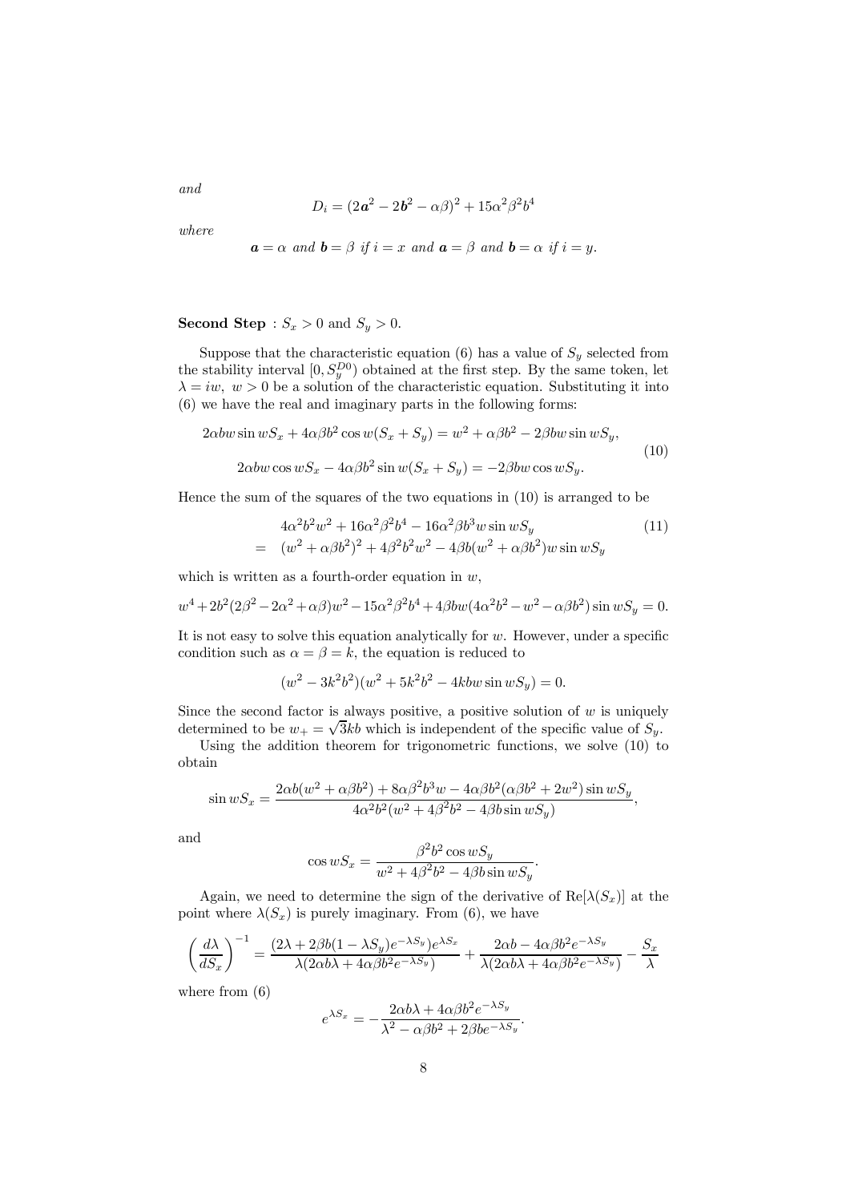*and*

$$D_i = (2\boldsymbol{a}^2 - 2\boldsymbol{b}^2 - \alpha\beta)^2 + 15\alpha^2\beta^2 b^4$$

*where*

$$\boldsymbol{a} = \alpha \text{ and } \boldsymbol{b} = \beta \text{ if } i = x \text{ and } \boldsymbol{a} = \beta \text{ and } \boldsymbol{b} = \alpha \text{ if } i = y.$$

**Second Step** : $S_x > 0$ and $S_y > 0$.

Suppose that the characteristic equation (6) has a value of $S_y$ selected from the stability interval $[0, S_y^{D0})$ obtained at the first step. By the same token, let $\lambda = iw,\ w > 0$ be a solution of the characteristic equation. Substituting it into (6) we have the real and imaginary parts in the following forms:

$$\begin{aligned}
2\alpha bw\sin wS_x + 4\alpha\beta b^2\cos w(S_x + S_y) &= w^2 + \alpha\beta b^2 - 2\beta bw\sin wS_y, \\
2\alpha bw\cos wS_x - 4\alpha\beta b^2\sin w(S_x + S_y) &= -2\beta bw\cos wS_y.
\end{aligned} \tag{10}$$

Hence the sum of the squares of the two equations in (10) is arranged to be

$$\begin{aligned}
& 4\alpha^2 b^2 w^2 + 16\alpha^2\beta^2 b^4 - 16\alpha^2\beta b^3 w\sin wS_y \\
= \quad & (w^2 + \alpha\beta b^2)^2 + 4\beta^2 b^2 w^2 - 4\beta b(w^2 + \alpha\beta b^2)w\sin wS_y
\end{aligned} \tag{11}$$

which is written as a fourth-order equation in $w$,

$$w^4 + 2b^2(2\beta^2 - 2\alpha^2 + \alpha\beta)w^2 - 15\alpha^2\beta^2 b^4 + 4\beta bw(4\alpha^2 b^2 - w^2 - \alpha\beta b^2)\sin wS_y = 0.$$

It is not easy to solve this equation analytically for $w$. However, under a specific condition such as $\alpha = \beta = k$, the equation is reduced to

$$(w^2 - 3k^2 b^2)(w^2 + 5k^2 b^2 - 4kbw\sin wS_y) = 0.$$

Since the second factor is always positive, a positive solution of $w$ is uniquely determined to be $w_+ = \sqrt{3}kb$ which is independent of the specific value of $S_y$.

Using the addition theorem for trigonometric functions, we solve (10) to obtain

$$\sin wS_x = \frac{2\alpha b(w^2 + \alpha\beta b^2) + 8\alpha\beta^2 b^3 w - 4\alpha\beta b^2(\alpha\beta b^2 + 2w^2)\sin wS_y}{4\alpha^2 b^2(w^2 + 4\beta^2 b^2 - 4\beta b\sin wS_y)},$$

and

$$\cos wS_x = \frac{\beta^2 b^2\cos wS_y}{w^2 + 4\beta^2 b^2 - 4\beta b\sin wS_y}.$$

Again, we need to determine the sign of the derivative of $\mathrm{Re}[\lambda(S_x)]$ at the point where $\lambda(S_x)$ is purely imaginary. From (6), we have

$$\left(\frac{d\lambda}{dS_x}\right)^{-1} = \frac{(2\lambda + 2\beta b(1 - \lambda S_y)e^{-\lambda S_y})e^{\lambda S_x}}{\lambda(2\alpha b\lambda + 4\alpha\beta b^2 e^{-\lambda S_y})} + \frac{2\alpha b - 4\alpha\beta b^2 e^{-\lambda S_y}}{\lambda(2\alpha b\lambda + 4\alpha\beta b^2 e^{-\lambda S_y})} - \frac{S_x}{\lambda}$$

where from (6)

$$e^{\lambda S_x} = -\frac{2\alpha b\lambda + 4\alpha\beta b^2 e^{-\lambda S_y}}{\lambda^2 - \alpha\beta b^2 + 2\beta be^{-\lambda S_y}}.$$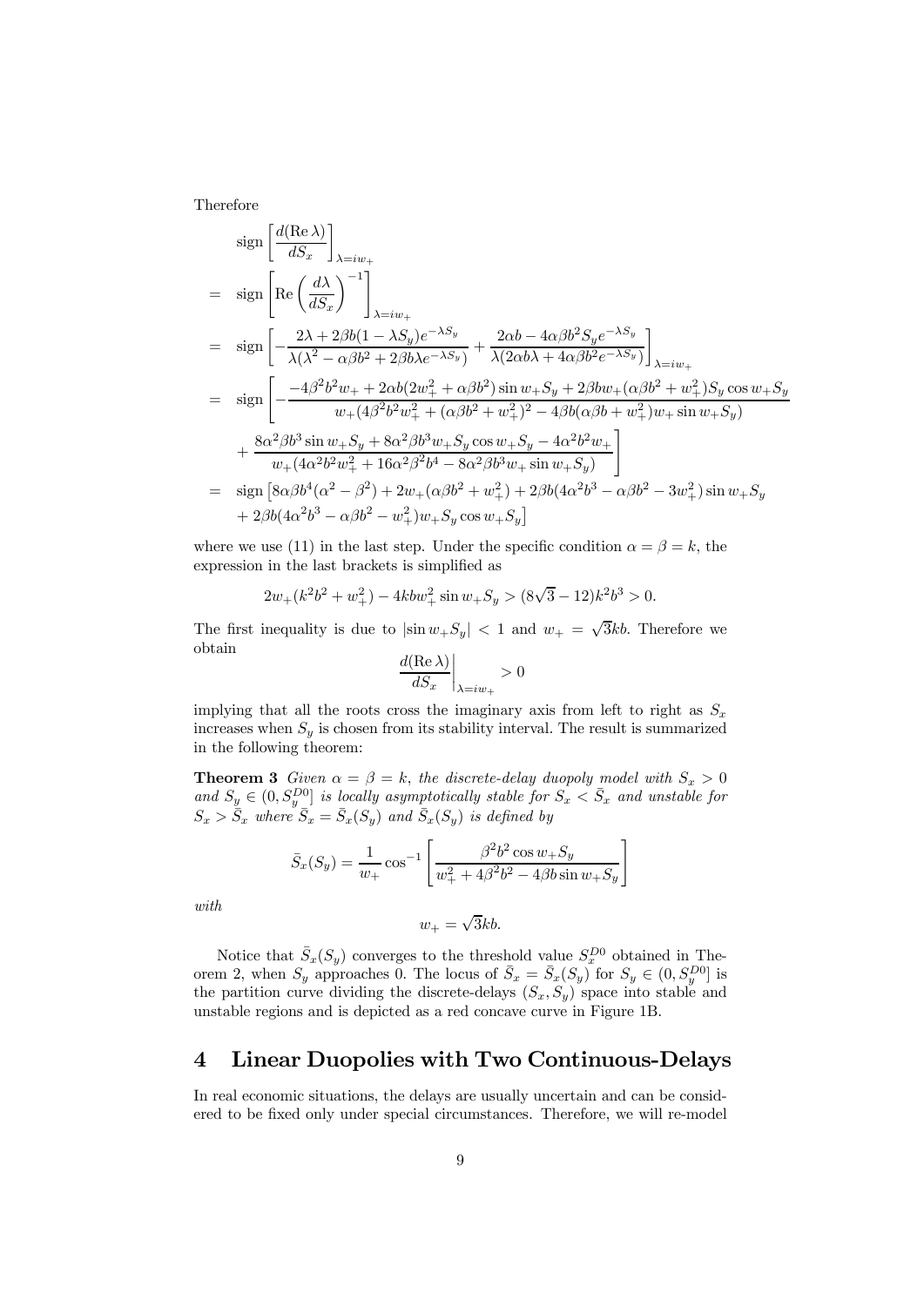Therefore

$$
\begin{aligned}
& \operatorname{sign}\left[\frac{d(\operatorname{Re}\lambda)}{dS_x}\right]_{\lambda=iw_+} \\
= \quad & \operatorname{sign}\left[\operatorname{Re}\left(\frac{d\lambda}{dS_x}\right)^{-1}\right]_{\lambda=iw_+} \\
= \quad & \operatorname{sign}\left[-\frac{2\lambda+2\beta b(1-\lambda S_y)e^{-\lambda S_y}}{\lambda(\lambda^2-\alpha\beta b^2+2\beta b\lambda e^{-\lambda S_y})}+\frac{2\alpha b-4\alpha\beta b^2 S_y e^{-\lambda S_y}}{\lambda(2\alpha b\lambda+4\alpha\beta b^2 e^{-\lambda S_y})}\right]_{\lambda=iw_+} \\
= \quad & \operatorname{sign}\left[-\frac{-4\beta^2 b^2 w_+ + 2\alpha b(2w_+^2+\alpha\beta b^2)\sin w_+ S_y + 2\beta b w_+(\alpha\beta b^2+w_+^2)S_y\cos w_+ S_y}{w_+(4\beta^2 b^2 w_+^2+(\alpha\beta b^2+w_+^2)^2-4\beta b(\alpha\beta b+w_+^2)w_+\sin w_+ S_y)}\right. \\
& \left. + \frac{8\alpha^2\beta b^3\sin w_+ S_y + 8\alpha^2\beta b^3 w_+ S_y\cos w_+ S_y - 4\alpha^2 b^2 w_+}{w_+(4\alpha^2 b^2 w_+^2+16\alpha^2\beta^2 b^4-8\alpha^2\beta b^3 w_+\sin w_+ S_y)}\right] \\
= \quad & \operatorname{sign}\left[8\alpha\beta b^4(\alpha^2-\beta^2)+2w_+(\alpha\beta b^2+w_+^2)+2\beta b(4\alpha^2 b^3-\alpha\beta b^2-3w_+^2)\sin w_+ S_y\right. \\
& \left. +\,2\beta b(4\alpha^2 b^3-\alpha\beta b^2-w_+^2)w_+ S_y\cos w_+ S_y\right]
\end{aligned}
$$

where we use (11) in the last step. Under the specific condition $\alpha=\beta=k$, the expression in the last brackets is simplified as

$$
2w_+(k^2b^2+w_+^2)-4kbw_+^2\sin w_+ S_y > (8\sqrt{3}-12)k^2b^3 > 0.
$$

The first inequality is due to $|\sin w_+ S_y| < 1$ and $w_+ = \sqrt{3}kb$. Therefore we obtain

$$
\left.\frac{d(\operatorname{Re}\lambda)}{dS_x}\right|_{\lambda=iw_+} > 0
$$

implying that all the roots cross the imaginary axis from left to right as $S_x$ increases when $S_y$ is chosen from its stability interval. The result is summarized in the following theorem:

**Theorem 3** *Given $\alpha=\beta=k$, the discrete-delay duopoly model with $S_x>0$ and $S_y\in(0,S_y^{D0}]$ is locally asymptotically stable for $S_x<\bar{S}_x$ and unstable for $S_x>\bar{S}_x$ where $\bar{S}_x=\bar{S}_x(S_y)$ and $\bar{S}_x(S_y)$ is defined by*

$$
\bar{S}_x(S_y)=\frac{1}{w_+}\cos^{-1}\left[\frac{\beta^2 b^2\cos w_+ S_y}{w_+^2+4\beta^2 b^2-4\beta b\sin w_+ S_y}\right]
$$

*with*

$$
w_+=\sqrt{3}kb.
$$

Notice that $\bar{S}_x(S_y)$ converges to the threshold value $S_x^{D0}$ obtained in Theorem 2, when $S_y$ approaches 0. The locus of $\bar{S}_x=\bar{S}_x(S_y)$ for $S_y\in(0,S_y^{D0}]$ is the partition curve dividing the discrete-delays $(S_x,S_y)$ space into stable and unstable regions and is depicted as a red concave curve in Figure 1B.

## 4 Linear Duopolies with Two Continuous-Delays

In real economic situations, the delays are usually uncertain and can be considered to be fixed only under special circumstances. Therefore, we will re-model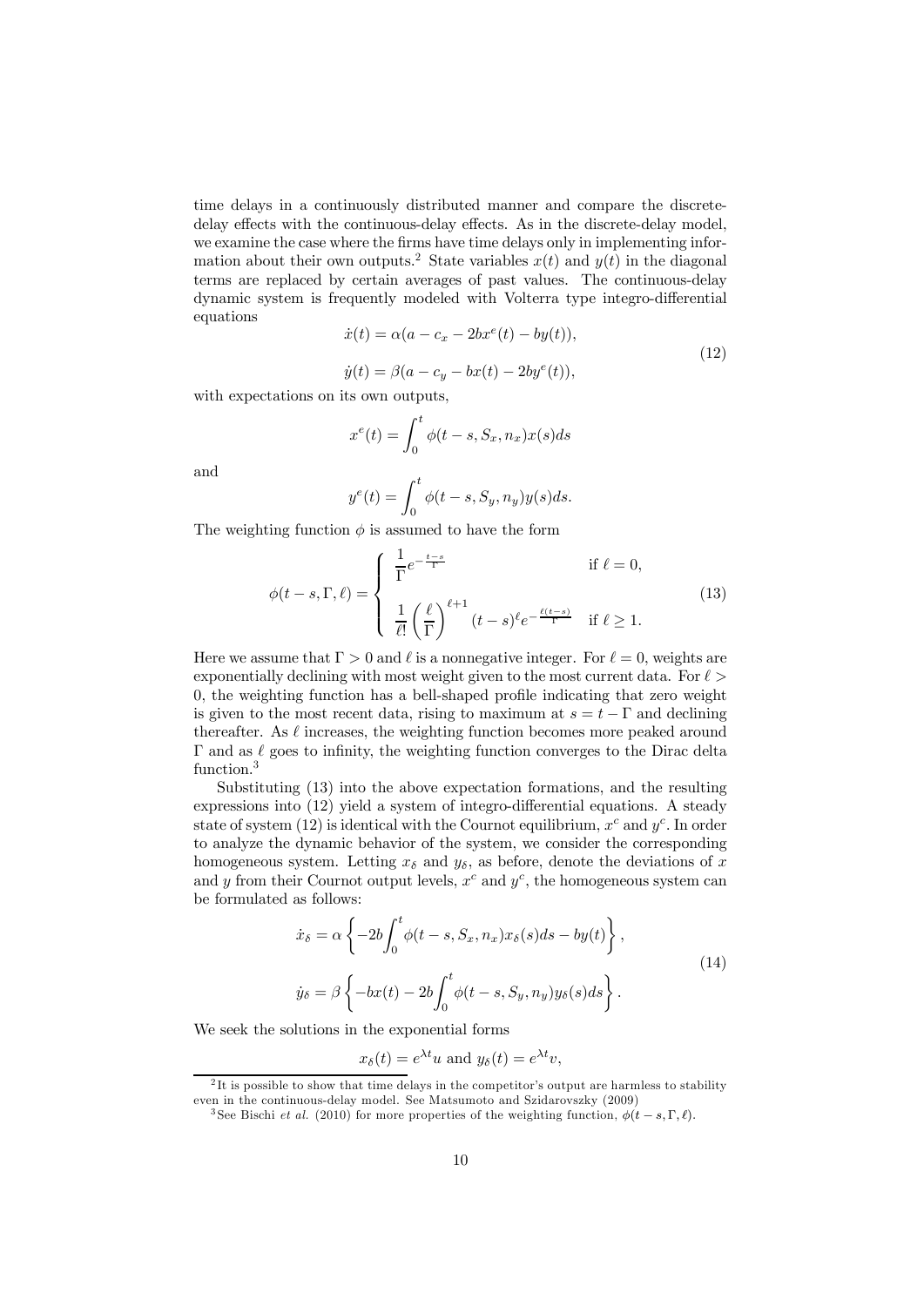time delays in a continuously distributed manner and compare the discrete-delay effects with the continuous-delay effects. As in the discrete-delay model, we examine the case where the firms have time delays only in implementing information about their own outputs.[2] State variables $x(t)$ and $y(t)$ in the diagonal terms are replaced by certain averages of past values. The continuous-delay dynamic system is frequently modeled with Volterra type integro-differential equations

$$
\begin{aligned}
\dot{x}(t) &= \alpha(a - c_x - 2bx^e(t) - by(t)), \\
\dot{y}(t) &= \beta(a - c_y - bx(t) - 2by^e(t)),
\end{aligned}
\tag{12}
$$

with expectations on its own outputs,

$$
x^e(t) = \int_0^t \phi(t-s, S_x, n_x)x(s)ds
$$

and

$$
y^e(t) = \int_0^t \phi(t-s, S_y, n_y)y(s)ds.
$$

The weighting function $\phi$ is assumed to have the form

$$
\phi(t-s, \Gamma, \ell) = \begin{cases} \dfrac{1}{\Gamma} e^{-\frac{t-s}{\Gamma}} & \text{if } \ell = 0, \\[2ex] \dfrac{1}{\ell!}\left(\dfrac{\ell}{\Gamma}\right)^{\ell+1} (t-s)^{\ell} e^{-\frac{\ell(t-s)}{\Gamma}} & \text{if } \ell \geq 1. \end{cases}
\tag{13}
$$

Here we assume that $\Gamma > 0$ and $\ell$ is a nonnegative integer. For $\ell = 0$, weights are exponentially declining with most weight given to the most current data. For $\ell > 0$, the weighting function has a bell-shaped profile indicating that zero weight is given to the most recent data, rising to maximum at $s = t - \Gamma$ and declining thereafter. As $\ell$ increases, the weighting function becomes more peaked around $\Gamma$ and as $\ell$ goes to infinity, the weighting function converges to the Dirac delta function.[3]

Substituting (13) into the above expectation formations, and the resulting expressions into (12) yield a system of integro-differential equations. A steady state of system (12) is identical with the Cournot equilibrium, $x^c$ and $y^c$. In order to analyze the dynamic behavior of the system, we consider the corresponding homogeneous system. Letting $x_\delta$ and $y_\delta$, as before, denote the deviations of $x$ and $y$ from their Cournot output levels, $x^c$ and $y^c$, the homogeneous system can be formulated as follows:

$$
\begin{aligned}
\dot{x}_\delta &= \alpha \left\{ -2b\int_0^t \phi(t-s, S_x, n_x)x_\delta(s)ds - by(t) \right\}, \\
\dot{y}_\delta &= \beta \left\{ -bx(t) - 2b\int_0^t \phi(t-s, S_y, n_y)y_\delta(s)ds \right\}.
\end{aligned}
\tag{14}
$$

We seek the solutions in the exponential forms

$$
x_\delta(t) = e^{\lambda t}u \text{ and } y_\delta(t) = e^{\lambda t}v,
$$

---

[2] It is possible to show that time delays in the competitor's output are harmless to stability even in the continuous-delay model. See Matsumoto and Szidarovszky (2009)

[3] See Bischi *et al.* (2010) for more properties of the weighting function, $\phi(t-s, \Gamma, \ell)$.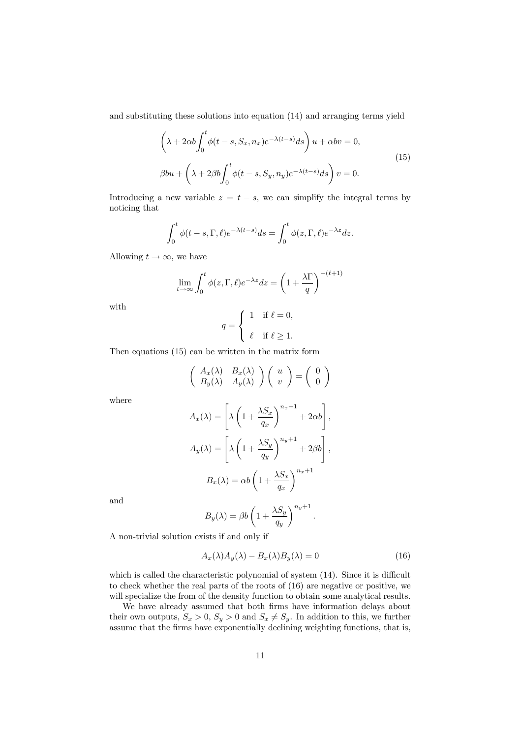and substituting these solutions into equation (14) and arranging terms yield

$$
\begin{aligned}
&\left(\lambda + 2\alpha b\int_0^t \phi(t-s, S_x, n_x)e^{-\lambda(t-s)}ds\right)u + \alpha b v = 0, \\
&\beta b u + \left(\lambda + 2\beta b\int_0^t \phi(t-s, S_y, n_y)e^{-\lambda(t-s)}ds\right)v = 0.
\end{aligned}
\tag{15}
$$

Introducing a new variable $z = t - s$, we can simplify the integral terms by noticing that

$$
\int_0^t \phi(t-s, \Gamma, \ell)e^{-\lambda(t-s)}ds = \int_0^t \phi(z, \Gamma, \ell)e^{-\lambda z}dz.
$$

Allowing $t \to \infty$, we have

$$
\lim_{t\to\infty}\int_0^t \phi(z, \Gamma, \ell)e^{-\lambda z}dz = \left(1 + \frac{\lambda\Gamma}{q}\right)^{-(\ell+1)}
$$

with

$$
q = \begin{cases} 1 & \text{if } \ell = 0, \\ \ell & \text{if } \ell \geq 1. \end{cases}
$$

Then equations (15) can be written in the matrix form

$$
\begin{pmatrix} A_x(\lambda) & B_x(\lambda) \\ B_y(\lambda) & A_y(\lambda) \end{pmatrix}\begin{pmatrix} u \\ v \end{pmatrix} = \begin{pmatrix} 0 \\ 0 \end{pmatrix}
$$

where

$$
A_x(\lambda) = \left[\lambda\left(1 + \frac{\lambda S_x}{q_x}\right)^{n_x+1} + 2\alpha b\right],
$$

$$
A_y(\lambda) = \left[\lambda\left(1 + \frac{\lambda S_y}{q_y}\right)^{n_y+1} + 2\beta b\right],
$$

$$
B_x(\lambda) = \alpha b\left(1 + \frac{\lambda S_x}{q_x}\right)^{n_x+1}
$$

and

$$
B_y(\lambda) = \beta b\left(1 + \frac{\lambda S_y}{q_y}\right)^{n_y+1}.
$$

A non-trivial solution exists if and only if

$$
A_x(\lambda)A_y(\lambda) - B_x(\lambda)B_y(\lambda) = 0 \tag{16}
$$

which is called the characteristic polynomial of system (14). Since it is difficult to check whether the real parts of the roots of (16) are negative or positive, we will specialize the from of the density function to obtain some analytical results.

We have already assumed that both firms have information delays about their own outputs, $S_x > 0$, $S_y > 0$ and $S_x \neq S_y$. In addition to this, we further assume that the firms have exponentially declining weighting functions, that is,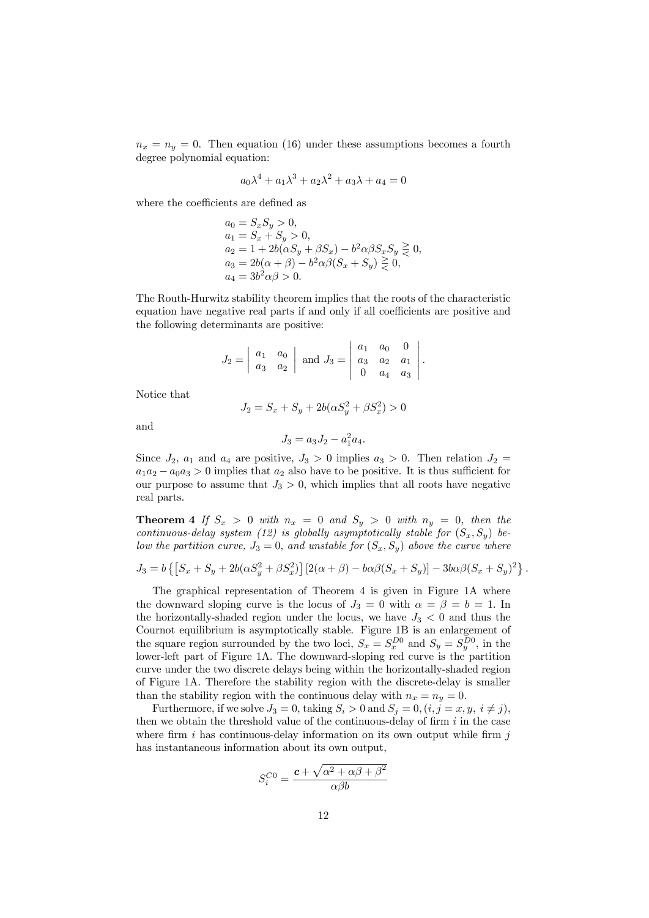$n_x = n_y = 0$. Then equation (16) under these assumptions becomes a fourth degree polynomial equation:

$$a_0\lambda^4 + a_1\lambda^3 + a_2\lambda^2 + a_3\lambda + a_4 = 0$$

where the coefficients are defined as

$$\begin{aligned}
&a_0 = S_x S_y > 0, \\
&a_1 = S_x + S_y > 0, \\
&a_2 = 1 + 2b(\alpha S_y + \beta S_x) - b^2\alpha\beta S_x S_y \gtreqless 0, \\
&a_3 = 2b(\alpha + \beta) - b^2\alpha\beta(S_x + S_y) \gtreqless 0, \\
&a_4 = 3b^2\alpha\beta > 0.
\end{aligned}$$

The Routh-Hurwitz stability theorem implies that the roots of the characteristic equation have negative real parts if and only if all coefficients are positive and the following determinants are positive:

$$J_2 = \begin{vmatrix} a_1 & a_0 \\ a_3 & a_2 \end{vmatrix} \text{ and } J_3 = \begin{vmatrix} a_1 & a_0 & 0 \\ a_3 & a_2 & a_1 \\ 0 & a_4 & a_3 \end{vmatrix}.$$

Notice that

$$J_2 = S_x + S_y + 2b(\alpha S_y^2 + \beta S_x^2) > 0$$

and

$$J_3 = a_3 J_2 - a_1^2 a_4.$$

Since $J_2$, $a_1$ and $a_4$ are positive, $J_3 > 0$ implies $a_3 > 0$. Then relation $J_2 = a_1 a_2 - a_0 a_3 > 0$ implies that $a_2$ also have to be positive. It is thus sufficient for our purpose to assume that $J_3 > 0$, which implies that all roots have negative real parts.

**Theorem 4** *If $S_x > 0$ with $n_x = 0$ and $S_y > 0$ with $n_y = 0$, then the continuous-delay system (12) is globally asymptotically stable for $(S_x, S_y)$ below the partition curve, $J_3 = 0$, and unstable for $(S_x, S_y)$ above the curve where*

$$J_3 = b\left\{\left[S_x + S_y + 2b(\alpha S_y^2 + \beta S_x^2)\right]\left[2(\alpha+\beta) - b\alpha\beta(S_x + S_y)\right] - 3b\alpha\beta(S_x + S_y)^2\right\}.$$

The graphical representation of Theorem 4 is given in Figure 1A where the downward sloping curve is the locus of $J_3 = 0$ with $\alpha = \beta = b = 1$. In the horizontally-shaded region under the locus, we have $J_3 < 0$ and thus the Cournot equilibrium is asymptotically stable. Figure 1B is an enlargement of the square region surrounded by the two loci, $S_x = S_x^{D0}$ and $S_y = S_y^{D0}$, in the lower-left part of Figure 1A. The downward-sloping red curve is the partition curve under the two discrete delays being within the horizontally-shaded region of Figure 1A. Therefore the stability region with the discrete-delay is smaller than the stability region with the continuous delay with $n_x = n_y = 0$.

Furthermore, if we solve $J_3 = 0$, taking $S_i > 0$ and $S_j = 0, (i, j = x, y,\ i \neq j)$, then we obtain the threshold value of the continuous-delay of firm $i$ in the case where firm $i$ has continuous-delay information on its own output while firm $j$ has instantaneous information about its own output,

$$S_i^{C0} = \frac{\boldsymbol{c} + \sqrt{\alpha^2 + \alpha\beta + \beta^2}}{\alpha\beta b}$$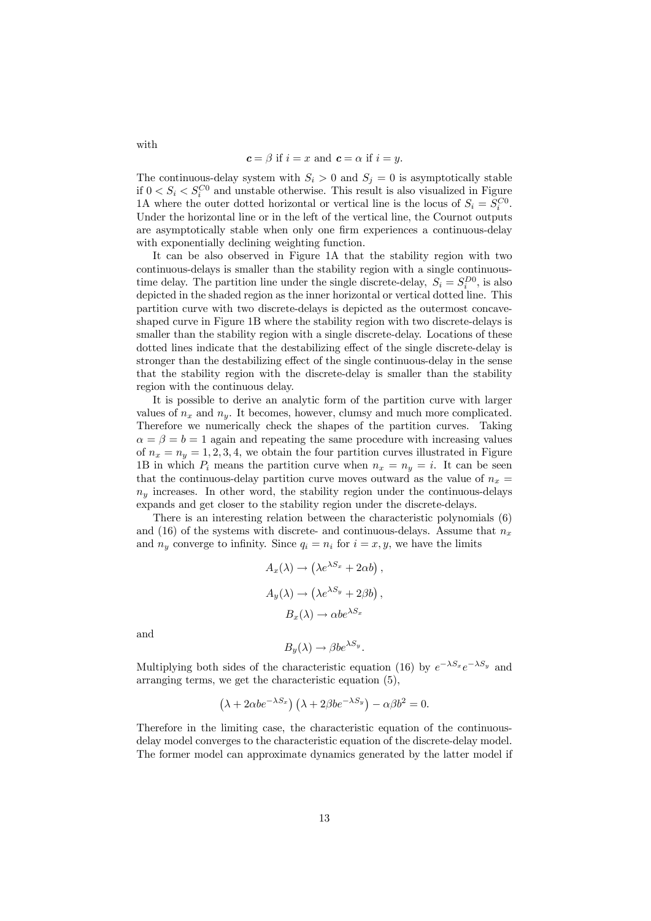with

$$\boldsymbol{c} = \beta \text{ if } i = x \text{ and } \boldsymbol{c} = \alpha \text{ if } i = y.$$

The continuous-delay system with $S_i > 0$ and $S_j = 0$ is asymptotically stable if $0 < S_i < S_i^{C0}$ and unstable otherwise. This result is also visualized in Figure 1A where the outer dotted horizontal or vertical line is the locus of $S_i = S_i^{C0}$. Under the horizontal line or in the left of the vertical line, the Cournot outputs are asymptotically stable when only one firm experiences a continuous-delay with exponentially declining weighting function.

It can be also observed in Figure 1A that the stability region with two continuous-delays is smaller than the stability region with a single continuous-time delay. The partition line under the single discrete-delay, $S_i = S_i^{D0}$, is also depicted in the shaded region as the inner horizontal or vertical dotted line. This partition curve with two discrete-delays is depicted as the outermost concave-shaped curve in Figure 1B where the stability region with two discrete-delays is smaller than the stability region with a single discrete-delay. Locations of these dotted lines indicate that the destabilizing effect of the single discrete-delay is stronger than the destabilizing effect of the single continuous-delay in the sense that the stability region with the discrete-delay is smaller than the stability region with the continuous delay.

It is possible to derive an analytic form of the partition curve with larger values of $n_x$ and $n_y$. It becomes, however, clumsy and much more complicated. Therefore we numerically check the shapes of the partition curves. Taking $\alpha = \beta = b = 1$ again and repeating the same procedure with increasing values of $n_x = n_y = 1, 2, 3, 4$, we obtain the four partition curves illustrated in Figure 1B in which $P_i$ means the partition curve when $n_x = n_y = i$. It can be seen that the continuous-delay partition curve moves outward as the value of $n_x = n_y$ increases. In other word, the stability region under the continuous-delays expands and get closer to the stability region under the discrete-delays.

There is an interesting relation between the characteristic polynomials (6) and (16) of the systems with discrete- and continuous-delays. Assume that $n_x$ and $n_y$ converge to infinity. Since $q_i = n_i$ for $i = x, y$, we have the limits

$$A_x(\lambda) \to \left(\lambda e^{\lambda S_x} + 2\alpha b\right),$$

$$A_y(\lambda) \to \left(\lambda e^{\lambda S_y} + 2\beta b\right),$$

$$B_x(\lambda) \to \alpha b e^{\lambda S_x}$$

and

$$B_y(\lambda) \to \beta b e^{\lambda S_y}.$$

Multiplying both sides of the characteristic equation (16) by $e^{-\lambda S_x} e^{-\lambda S_y}$ and arranging terms, we get the characteristic equation (5),

$$\left(\lambda + 2\alpha b e^{-\lambda S_x}\right)\left(\lambda + 2\beta b e^{-\lambda S_y}\right) - \alpha\beta b^2 = 0.$$

Therefore in the limiting case, the characteristic equation of the continuous-delay model converges to the characteristic equation of the discrete-delay model. The former model can approximate dynamics generated by the latter model if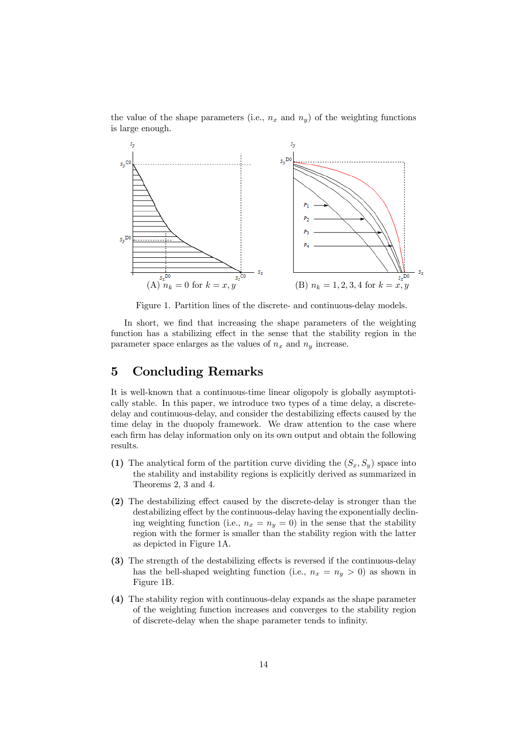the value of the shape parameters (i.e., $n_x$ and $n_y$) of the weighting functions is large enough.

(A) $n_k = 0$ for $k = x, y$ (B) $n_k = 1, 2, 3, 4$ for $k = x, y$

Figure 1. Partition lines of the discrete- and continuous-delay models.

In short, we find that increasing the shape parameters of the weighting function has a stabilizing effect in the sense that the stability region in the parameter space enlarges as the values of $n_x$ and $n_y$ increase.

## 5 Concluding Remarks

It is well-known that a continuous-time linear oligopoly is globally asymptotically stable. In this paper, we introduce two types of a time delay, a discrete-delay and continuous-delay, and consider the destabilizing effects caused by the time delay in the duopoly framework. We draw attention to the case where each firm has delay information only on its own output and obtain the following results.

**(1)** The analytical form of the partition curve dividing the $(S_x, S_y)$ space into the stability and instability regions is explicitly derived as summarized in Theorems 2, 3 and 4.

**(2)** The destabilizing effect caused by the discrete-delay is stronger than the destabilizing effect by the continuous-delay having the exponentially declining weighting function (i.e., $n_x = n_y = 0$) in the sense that the stability region with the former is smaller than the stability region with the latter as depicted in Figure 1A.

**(3)** The strength of the destabilizing effects is reversed if the continuous-delay has the bell-shaped weighting function (i.e., $n_x = n_y > 0$) as shown in Figure 1B.

**(4)** The stability region with continuous-delay expands as the shape parameter of the weighting function increases and converges to the stability region of discrete-delay when the shape parameter tends to infinity.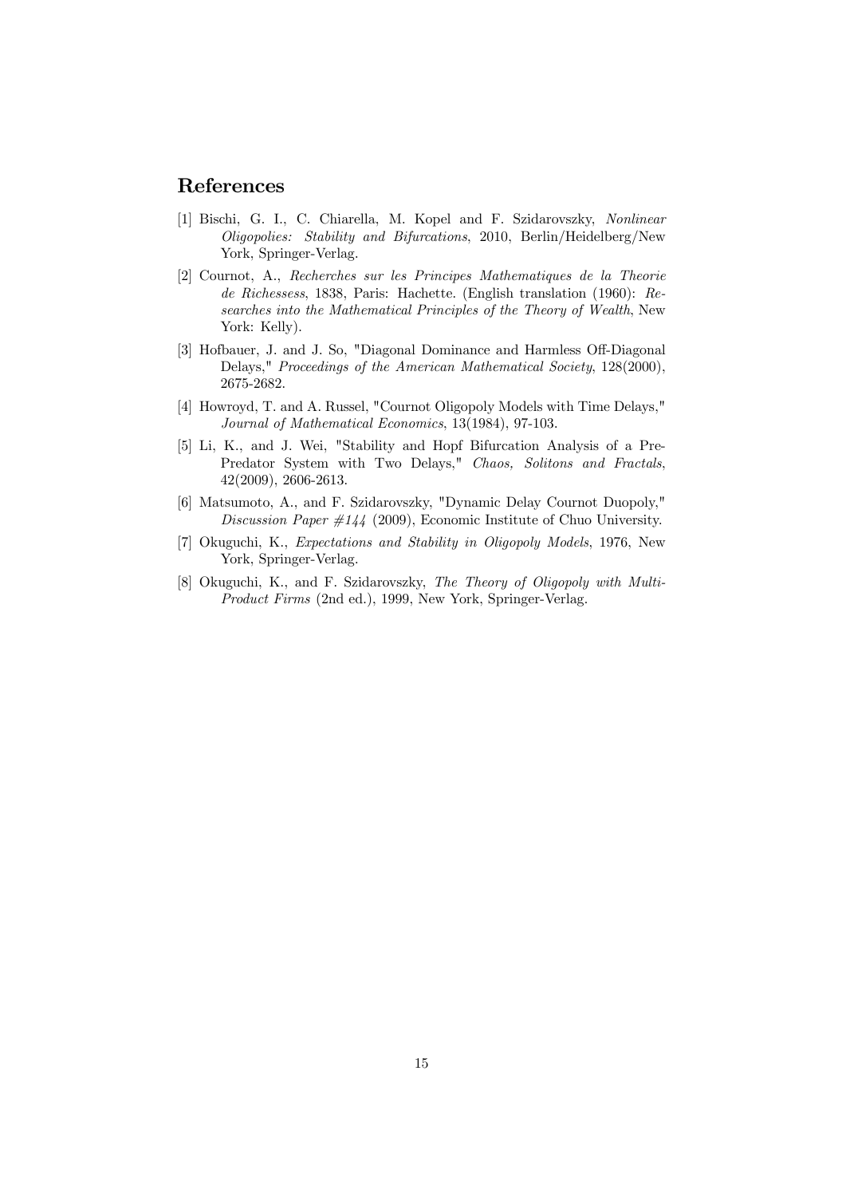## References

[1] Bischi, G. I., C. Chiarella, M. Kopel and F. Szidarovszky, *Nonlinear Oligopolies: Stability and Bifurcations*, 2010, Berlin/Heidelberg/New York, Springer-Verlag.

[2] Cournot, A., *Recherches sur les Principes Mathematiques de la Theorie de Richessess*, 1838, Paris: Hachette. (English translation (1960): *Researches into the Mathematical Principles of the Theory of Wealth*, New York: Kelly).

[3] Hofbauer, J. and J. So, "Diagonal Dominance and Harmless Off-Diagonal Delays," *Proceedings of the American Mathematical Society*, 128(2000), 2675-2682.

[4] Howroyd, T. and A. Russel, "Cournot Oligopoly Models with Time Delays," *Journal of Mathematical Economics*, 13(1984), 97-103.

[5] Li, K., and J. Wei, "Stability and Hopf Bifurcation Analysis of a Pre-Predator System with Two Delays," *Chaos, Solitons and Fractals*, 42(2009), 2606-2613.

[6] Matsumoto, A., and F. Szidarovszky, "Dynamic Delay Cournot Duopoly," *Discussion Paper #144* (2009), Economic Institute of Chuo University.

[7] Okuguchi, K., *Expectations and Stability in Oligopoly Models*, 1976, New York, Springer-Verlag.

[8] Okuguchi, K., and F. Szidarovszky, *The Theory of Oligopoly with Multi-Product Firms* (2nd ed.), 1999, New York, Springer-Verlag.